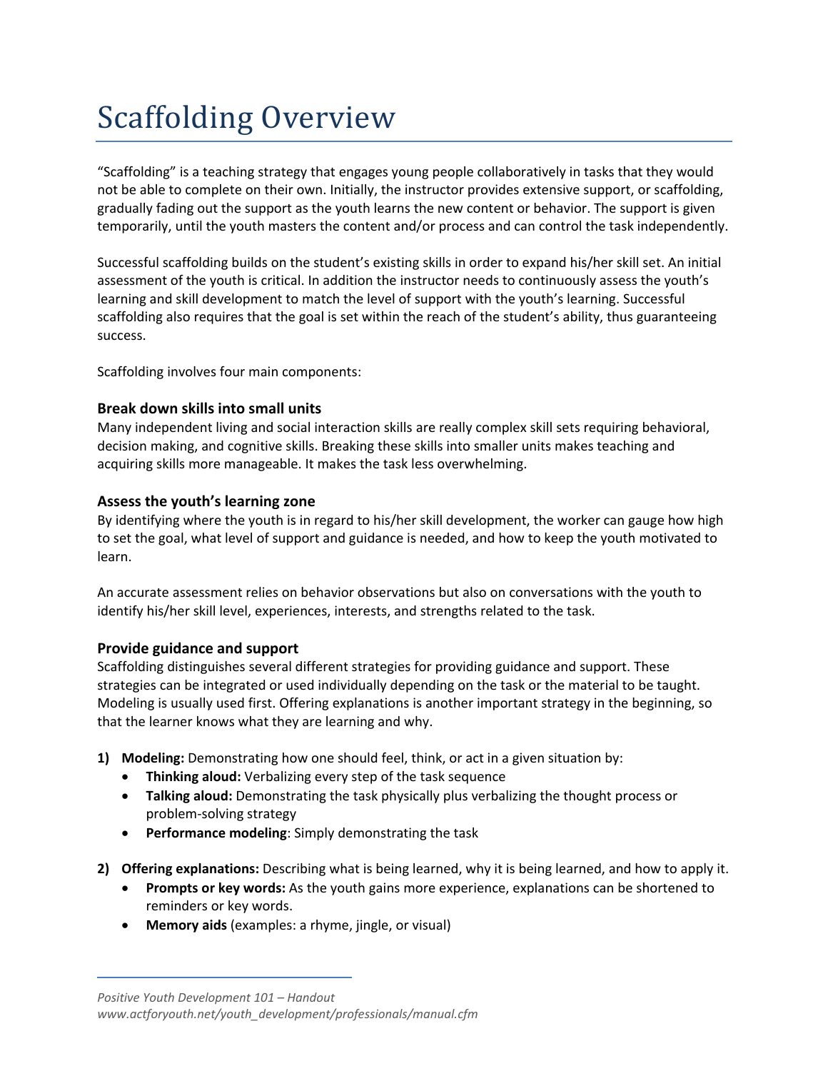# Scaffolding Overview

"Scaffolding" is a teaching strategy that engages young people collaboratively in tasks that they would not be able to complete on their own. Initially, the instructor provides extensive support, or scaffolding, gradually fading out the support as the youth learns the new content or behavior. The support is given temporarily, until the youth masters the content and/or process and can control the task independently.

Successful scaffolding builds on the student's existing skills in order to expand his/her skill set. An initial assessment of the youth is critical. In addition the instructor needs to continuously assess the youth's learning and skill development to match the level of support with the youth's learning. Successful scaffolding also requires that the goal is set within the reach of the student's ability, thus guaranteeing success.

Scaffolding involves four main components:

### Break down skills into small units

Many independent living and social interaction skills are really complex skill sets requiring behavioral, decision making, and cognitive skills. Breaking these skills into smaller units makes teaching and acquiring skills more manageable. It makes the task less overwhelming.

### Assess the youth's learning zone

By identifying where the youth is in regard to his/her skill development, the worker can gauge how high to set the goal, what level of support and guidance is needed, and how to keep the youth motivated to learn.

An accurate assessment relies on behavior observations but also on conversations with the youth to identify his/her skill level, experiences, interests, and strengths related to the task.

### Provide guidance and support

Scaffolding distinguishes several different strategies for providing guidance and support. These strategies can be integrated or used individually depending on the task or the material to be taught. Modeling is usually used first. Offering explanations is another important strategy in the beginning, so that the learner knows what they are learning and why.

1) **Modeling:** Demonstrating how one should feel, think, or act in a given situation by:
   - **Thinking aloud:** Verbalizing every step of the task sequence
   - **Talking aloud:** Demonstrating the task physically plus verbalizing the thought process or problem-solving strategy
   - **Performance modeling**: Simply demonstrating the task

2) **Offering explanations:** Describing what is being learned, why it is being learned, and how to apply it.
   - **Prompts or key words:** As the youth gains more experience, explanations can be shortened to reminders or key words.
   - **Memory aids** (examples: a rhyme, jingle, or visual)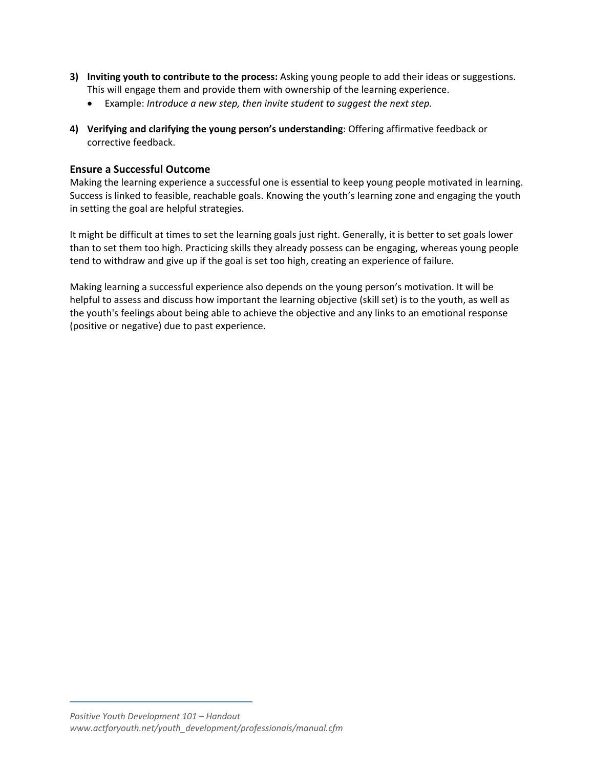3) **Inviting youth to contribute to the process:** Asking young people to add their ideas or suggestions. This will engage them and provide them with ownership of the learning experience.
   - Example: *Introduce a new step, then invite student to suggest the next step.*

4) **Verifying and clarifying the young person's understanding**: Offering affirmative feedback or corrective feedback.

### Ensure a Successful Outcome

Making the learning experience a successful one is essential to keep young people motivated in learning. Success is linked to feasible, reachable goals. Knowing the youth's learning zone and engaging the youth in setting the goal are helpful strategies.

It might be difficult at times to set the learning goals just right. Generally, it is better to set goals lower than to set them too high. Practicing skills they already possess can be engaging, whereas young people tend to withdraw and give up if the goal is set too high, creating an experience of failure.

Making learning a successful experience also depends on the young person's motivation. It will be helpful to assess and discuss how important the learning objective (skill set) is to the youth, as well as the youth's feelings about being able to achieve the objective and any links to an emotional response (positive or negative) due to past experience.